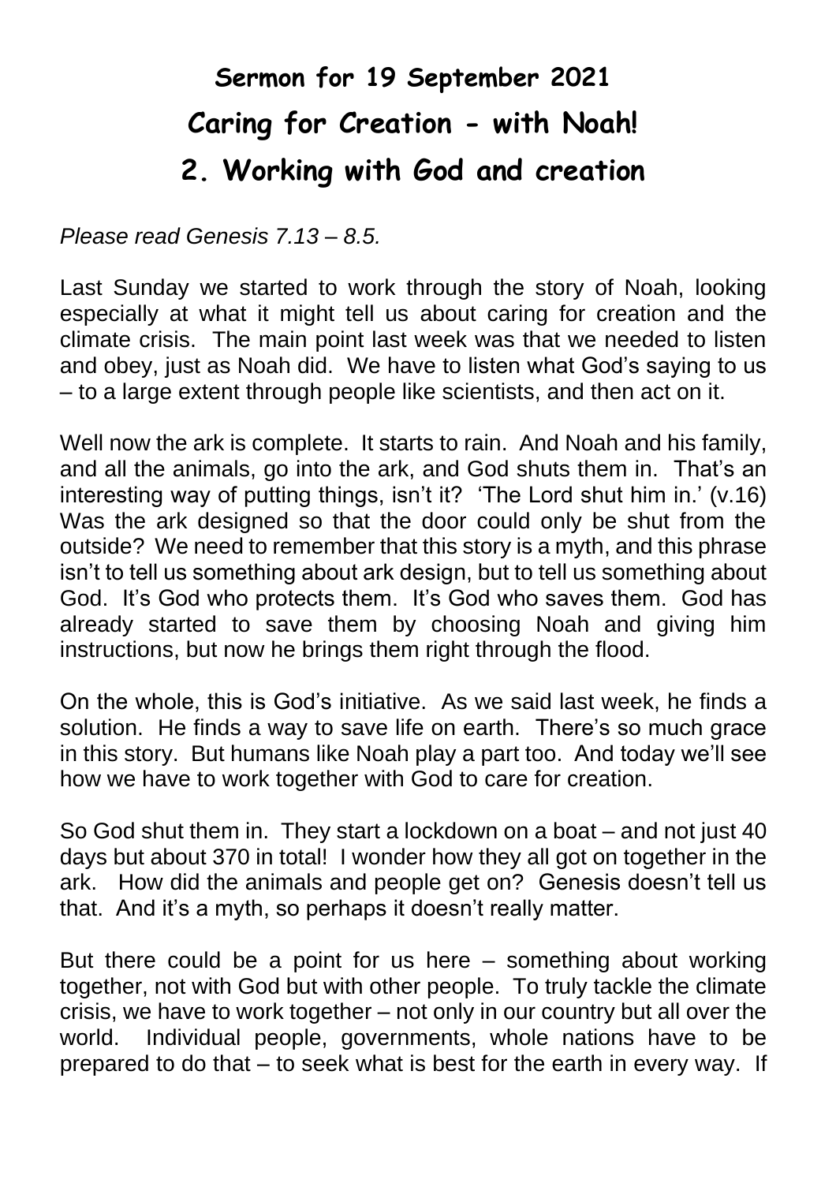# Sermon for 19 September 2021

# Caring for Creation - with Noah!

# 2. Working with God and creation

*Please read Genesis 7.13 – 8.5.*

Last Sunday we started to work through the story of Noah, looking especially at what it might tell us about caring for creation and the climate crisis. The main point last week was that we needed to listen and obey, just as Noah did. We have to listen what God's saying to us – to a large extent through people like scientists, and then act on it.

Well now the ark is complete. It starts to rain. And Noah and his family, and all the animals, go into the ark, and God shuts them in. That's an interesting way of putting things, isn't it? 'The Lord shut him in.' (v.16) Was the ark designed so that the door could only be shut from the outside? We need to remember that this story is a myth, and this phrase isn't to tell us something about ark design, but to tell us something about God. It's God who protects them. It's God who saves them. God has already started to save them by choosing Noah and giving him instructions, but now he brings them right through the flood.

On the whole, this is God's initiative. As we said last week, he finds a solution. He finds a way to save life on earth. There's so much grace in this story. But humans like Noah play a part too. And today we'll see how we have to work together with God to care for creation.

So God shut them in. They start a lockdown on a boat – and not just 40 days but about 370 in total! I wonder how they all got on together in the ark. How did the animals and people get on? Genesis doesn't tell us that. And it's a myth, so perhaps it doesn't really matter.

But there could be a point for us here – something about working together, not with God but with other people. To truly tackle the climate crisis, we have to work together – not only in our country but all over the world. Individual people, governments, whole nations have to be prepared to do that – to seek what is best for the earth in every way. If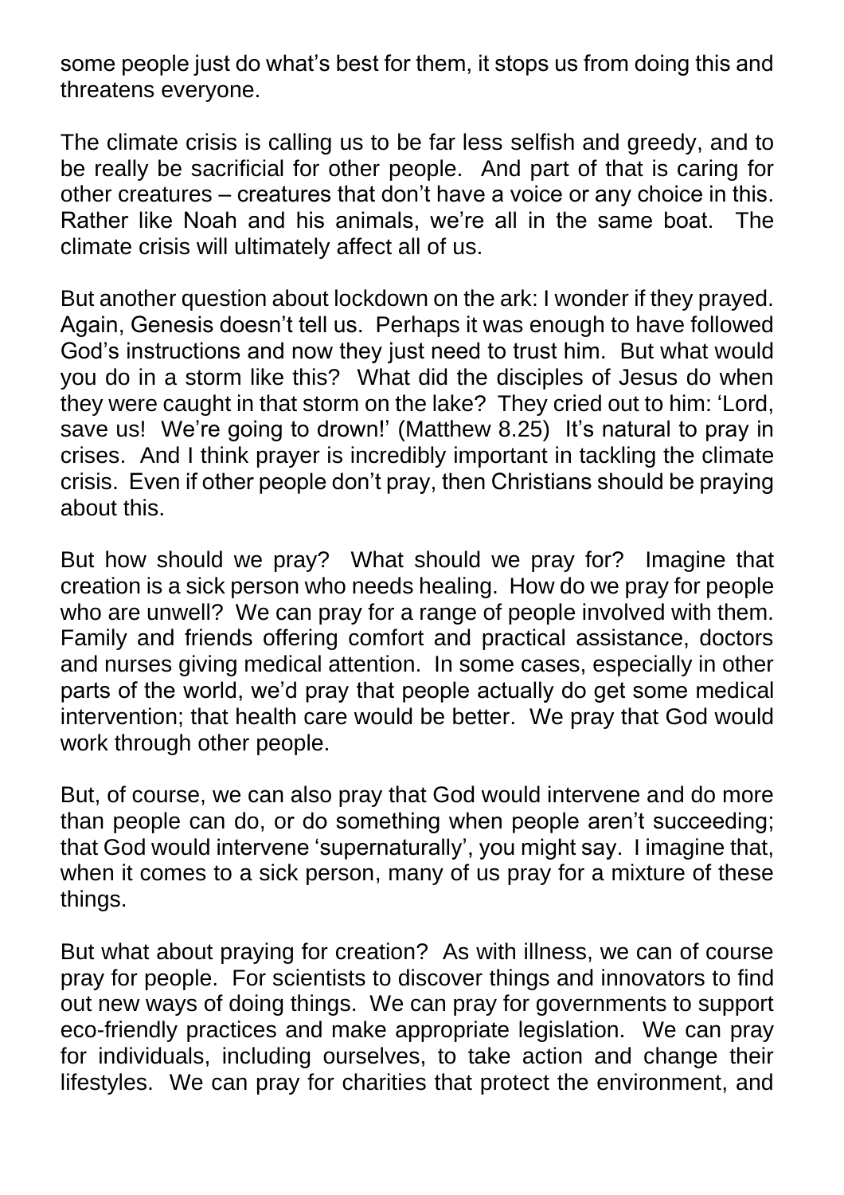some people just do what's best for them, it stops us from doing this and threatens everyone.

The climate crisis is calling us to be far less selfish and greedy, and to be really be sacrificial for other people. And part of that is caring for other creatures – creatures that don't have a voice or any choice in this. Rather like Noah and his animals, we're all in the same boat. The climate crisis will ultimately affect all of us.

But another question about lockdown on the ark: I wonder if they prayed. Again, Genesis doesn't tell us. Perhaps it was enough to have followed God's instructions and now they just need to trust him. But what would you do in a storm like this? What did the disciples of Jesus do when they were caught in that storm on the lake? They cried out to him: 'Lord, save us! We're going to drown!' (Matthew 8.25) It's natural to pray in crises. And I think prayer is incredibly important in tackling the climate crisis. Even if other people don't pray, then Christians should be praying about this.

But how should we pray? What should we pray for? Imagine that creation is a sick person who needs healing. How do we pray for people who are unwell? We can pray for a range of people involved with them. Family and friends offering comfort and practical assistance, doctors and nurses giving medical attention. In some cases, especially in other parts of the world, we'd pray that people actually do get some medical intervention; that health care would be better. We pray that God would work through other people.

But, of course, we can also pray that God would intervene and do more than people can do, or do something when people aren't succeeding; that God would intervene 'supernaturally', you might say. I imagine that, when it comes to a sick person, many of us pray for a mixture of these things.

But what about praying for creation? As with illness, we can of course pray for people. For scientists to discover things and innovators to find out new ways of doing things. We can pray for governments to support eco-friendly practices and make appropriate legislation. We can pray for individuals, including ourselves, to take action and change their lifestyles. We can pray for charities that protect the environment, and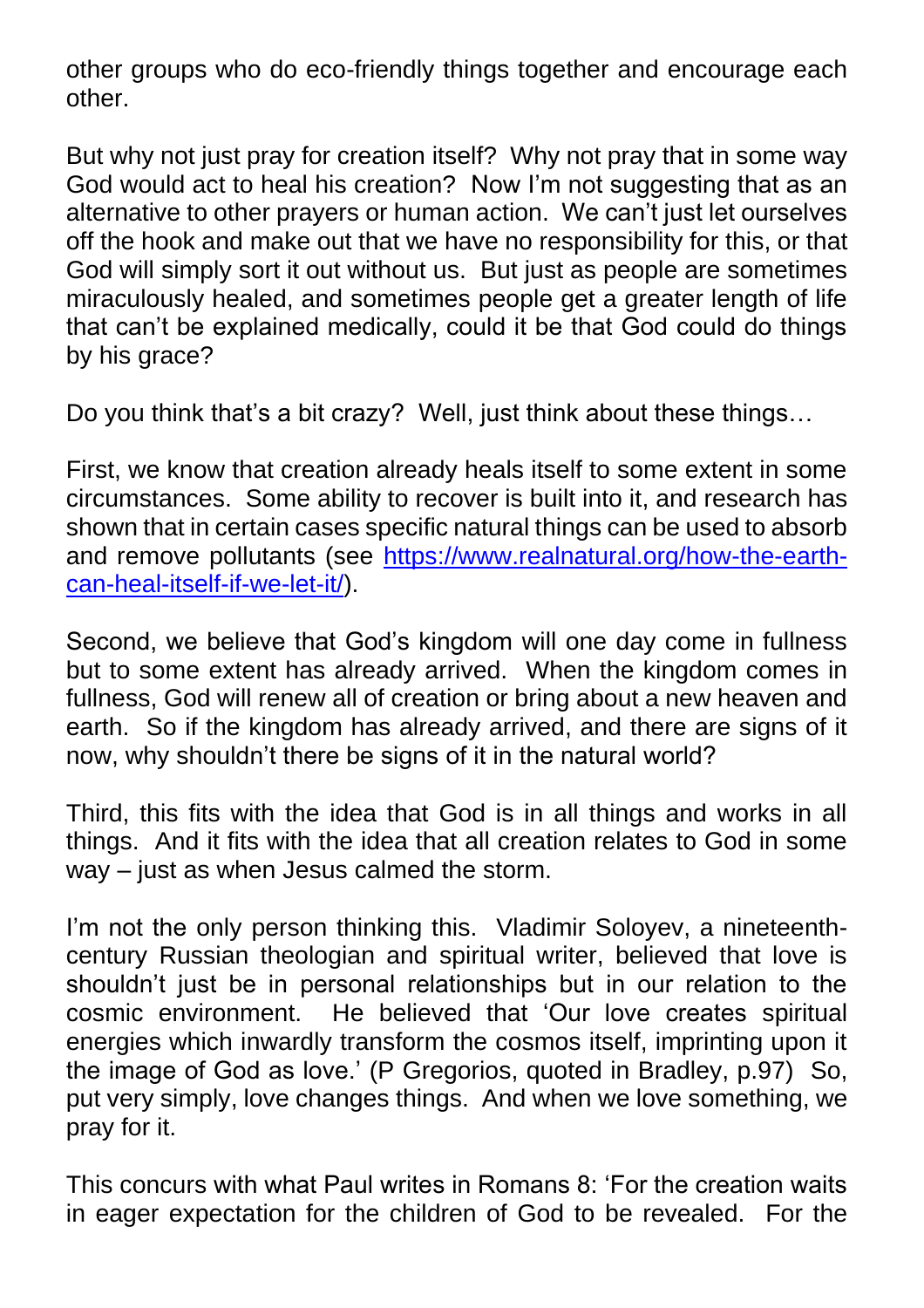other groups who do eco-friendly things together and encourage each other.

But why not just pray for creation itself? Why not pray that in some way God would act to heal his creation? Now I'm not suggesting that as an alternative to other prayers or human action. We can't just let ourselves off the hook and make out that we have no responsibility for this, or that God will simply sort it out without us. But just as people are sometimes miraculously healed, and sometimes people get a greater length of life that can't be explained medically, could it be that God could do things by his grace?

Do you think that's a bit crazy? Well, just think about these things…

First, we know that creation already heals itself to some extent in some circumstances. Some ability to recover is built into it, and research has shown that in certain cases specific natural things can be used to absorb and remove pollutants (see [https://www.realnatural.org/how-the-earth-can-heal-itself-if-we-let-it/](https://www.realnatural.org/how-the-earth-can-heal-itself-if-we-let-it/)).

Second, we believe that God's kingdom will one day come in fullness but to some extent has already arrived. When the kingdom comes in fullness, God will renew all of creation or bring about a new heaven and earth. So if the kingdom has already arrived, and there are signs of it now, why shouldn't there be signs of it in the natural world?

Third, this fits with the idea that God is in all things and works in all things. And it fits with the idea that all creation relates to God in some way – just as when Jesus calmed the storm.

I'm not the only person thinking this. Vladimir Soloyev, a nineteenth-century Russian theologian and spiritual writer, believed that love is shouldn't just be in personal relationships but in our relation to the cosmic environment. He believed that 'Our love creates spiritual energies which inwardly transform the cosmos itself, imprinting upon it the image of God as love.' (P Gregorios, quoted in Bradley, p.97) So, put very simply, love changes things. And when we love something, we pray for it.

This concurs with what Paul writes in Romans 8: 'For the creation waits in eager expectation for the children of God to be revealed. For the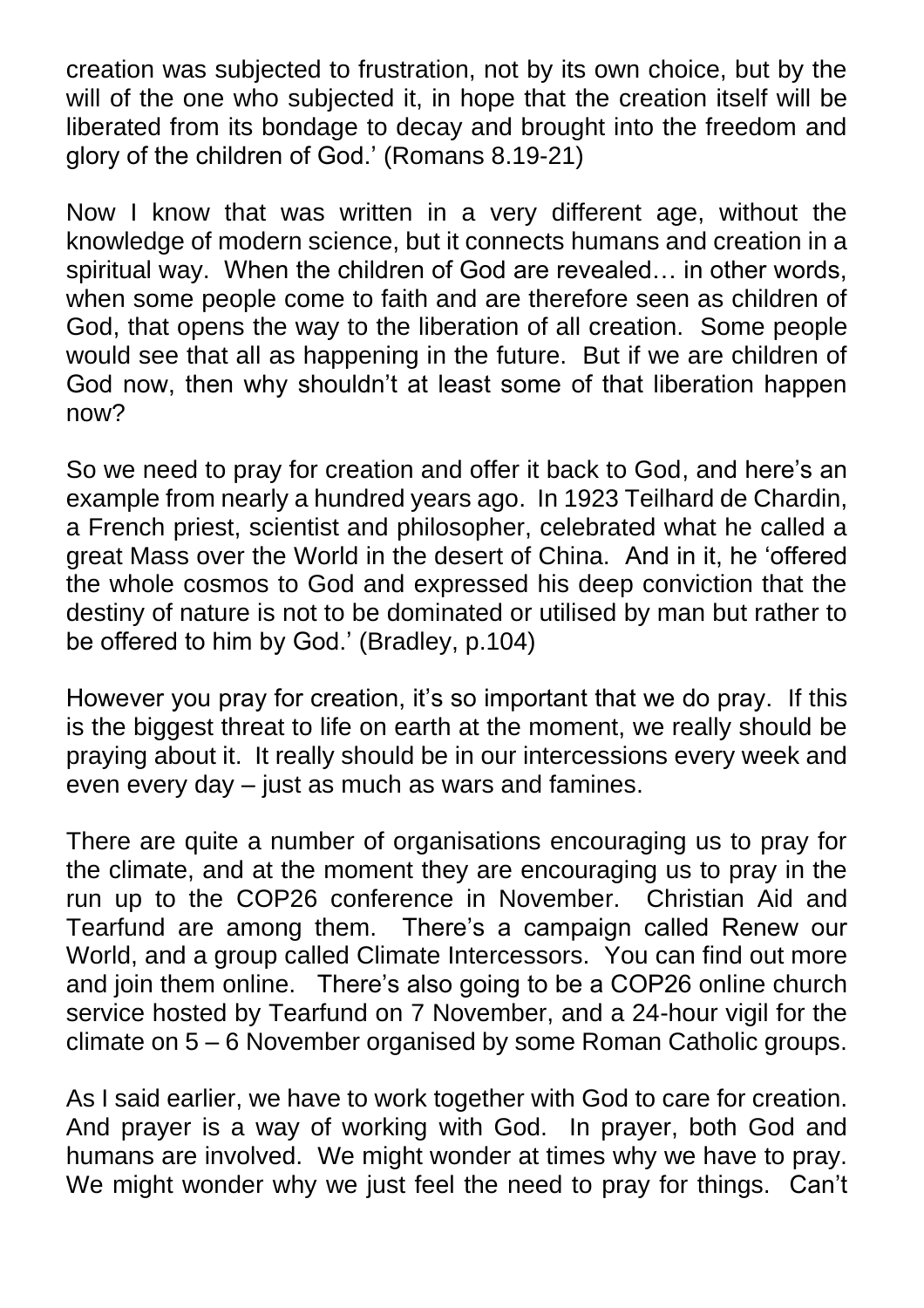creation was subjected to frustration, not by its own choice, but by the will of the one who subjected it, in hope that the creation itself will be liberated from its bondage to decay and brought into the freedom and glory of the children of God.' (Romans 8.19-21)

Now I know that was written in a very different age, without the knowledge of modern science, but it connects humans and creation in a spiritual way. When the children of God are revealed… in other words, when some people come to faith and are therefore seen as children of God, that opens the way to the liberation of all creation. Some people would see that all as happening in the future. But if we are children of God now, then why shouldn't at least some of that liberation happen now?

So we need to pray for creation and offer it back to God, and here's an example from nearly a hundred years ago. In 1923 Teilhard de Chardin, a French priest, scientist and philosopher, celebrated what he called a great Mass over the World in the desert of China. And in it, he 'offered the whole cosmos to God and expressed his deep conviction that the destiny of nature is not to be dominated or utilised by man but rather to be offered to him by God.' (Bradley, p.104)

However you pray for creation, it's so important that we do pray. If this is the biggest threat to life on earth at the moment, we really should be praying about it. It really should be in our intercessions every week and even every day – just as much as wars and famines.

There are quite a number of organisations encouraging us to pray for the climate, and at the moment they are encouraging us to pray in the run up to the COP26 conference in November. Christian Aid and Tearfund are among them. There's a campaign called Renew our World, and a group called Climate Intercessors. You can find out more and join them online. There's also going to be a COP26 online church service hosted by Tearfund on 7 November, and a 24-hour vigil for the climate on 5 – 6 November organised by some Roman Catholic groups.

As I said earlier, we have to work together with God to care for creation. And prayer is a way of working with God. In prayer, both God and humans are involved. We might wonder at times why we have to pray. We might wonder why we just feel the need to pray for things. Can't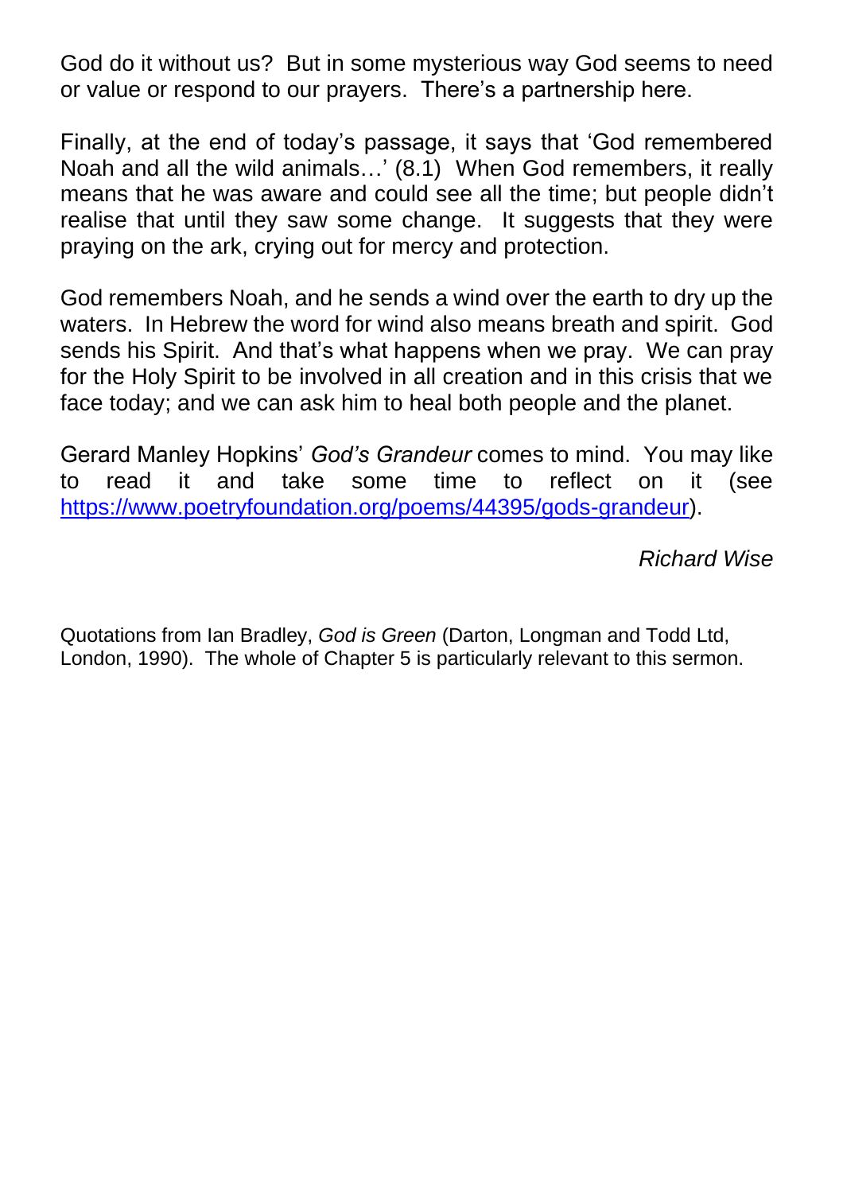God do it without us? But in some mysterious way God seems to need or value or respond to our prayers. There's a partnership here.

Finally, at the end of today's passage, it says that 'God remembered Noah and all the wild animals…' (8.1) When God remembers, it really means that he was aware and could see all the time; but people didn't realise that until they saw some change. It suggests that they were praying on the ark, crying out for mercy and protection.

God remembers Noah, and he sends a wind over the earth to dry up the waters. In Hebrew the word for wind also means breath and spirit. God sends his Spirit. And that's what happens when we pray. We can pray for the Holy Spirit to be involved in all creation and in this crisis that we face today; and we can ask him to heal both people and the planet.

Gerard Manley Hopkins' *God's Grandeur* comes to mind. You may like to read it and take some time to reflect on it (see [https://www.poetryfoundation.org/poems/44395/gods-grandeur](https://www.poetryfoundation.org/poems/44395/gods-grandeur)).

*Richard Wise*

Quotations from Ian Bradley, *God is Green* (Darton, Longman and Todd Ltd, London, 1990). The whole of Chapter 5 is particularly relevant to this sermon.